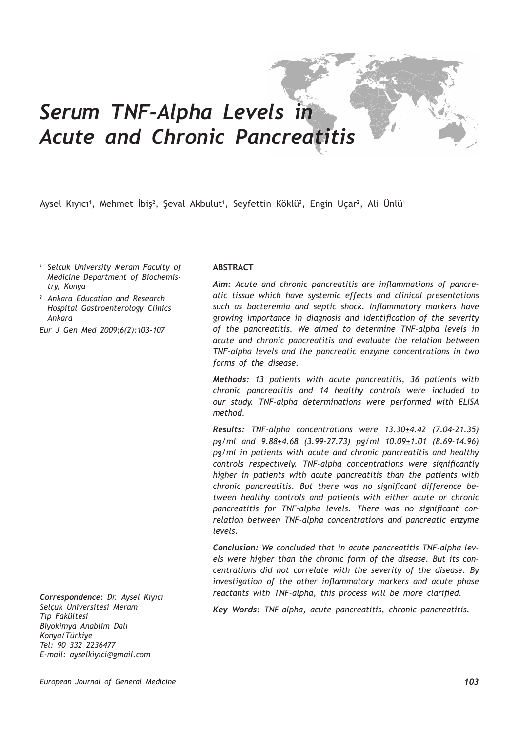# Serum TNF-Alpha Levels in Acute and Chronic Pancreatitis

Aysel Kıyıcı[1], Mehmet İbiş[2], Şeval Akbulut[1], Seyfettin Köklü[3], Engin Uçar[2], Ali Ünlü[1]

*[1] Selcuk University Meram Faculty of Medicine Department of Biochemistry, Konya*

*[2] Ankara Education and Research Hospital Gastroenterology Clinics Ankara*

*Eur J Gen Med 2009;6(2):103-107*

**ABSTRACT**

***Aim:*** *Acute and chronic pancreatitis are inflammations of pancreatic tissue which have systemic effects and clinical presentations such as bacteremia and septic shock. Inflammatory markers have growing importance in diagnosis and identification of the severity of the pancreatitis. We aimed to determine TNF-alpha levels in acute and chronic pancreatitis and evaluate the relation between TNF-alpha levels and the pancreatic enzyme concentrations in two forms of the disease.*

***Methods:*** *13 patients with acute pancreatitis, 36 patients with chronic pancreatitis and 14 healthy controls were included to our study. TNF-alpha determinations were performed with ELISA method.*

***Results:*** *TNF-alpha concentrations were 13.30±4.42 (7.04-21.35) pg/ml and 9.88±4.68 (3.99-27.73) pg/ml 10.09±1.01 (8.69-14.96) pg/ml in patients with acute and chronic pancreatitis and healthy controls respectively. TNF-alpha concentrations were significantly higher in patients with acute pancreatitis than the patients with chronic pancreatitis. But there was no significant difference between healthy controls and patients with either acute or chronic pancreatitis for TNF-alpha levels. There was no significant correlation between TNF-alpha concentrations and pancreatic enzyme levels.*

***Conclusion:*** *We concluded that in acute pancreatitis TNF-alpha levels were higher than the chronic form of the disease. But its concentrations did not correlate with the severity of the disease. By investigation of the other inflammatory markers and acute phase reactants with TNF-alpha, this process will be more clarified.*

***Key Words:*** *TNF-alpha, acute pancreatitis, chronic pancreatitis.*

***Correspondence:*** *Dr. Aysel Kıyıcı*
*Selçuk Üniversitesi Meram*
*Tıp Fakültesi*
*Biyokimya Anablim Dalı*
*Konya/Türkiye*
*Tel: 90 332 2236477*
*E-mail: ayselkiyici@gmail.com*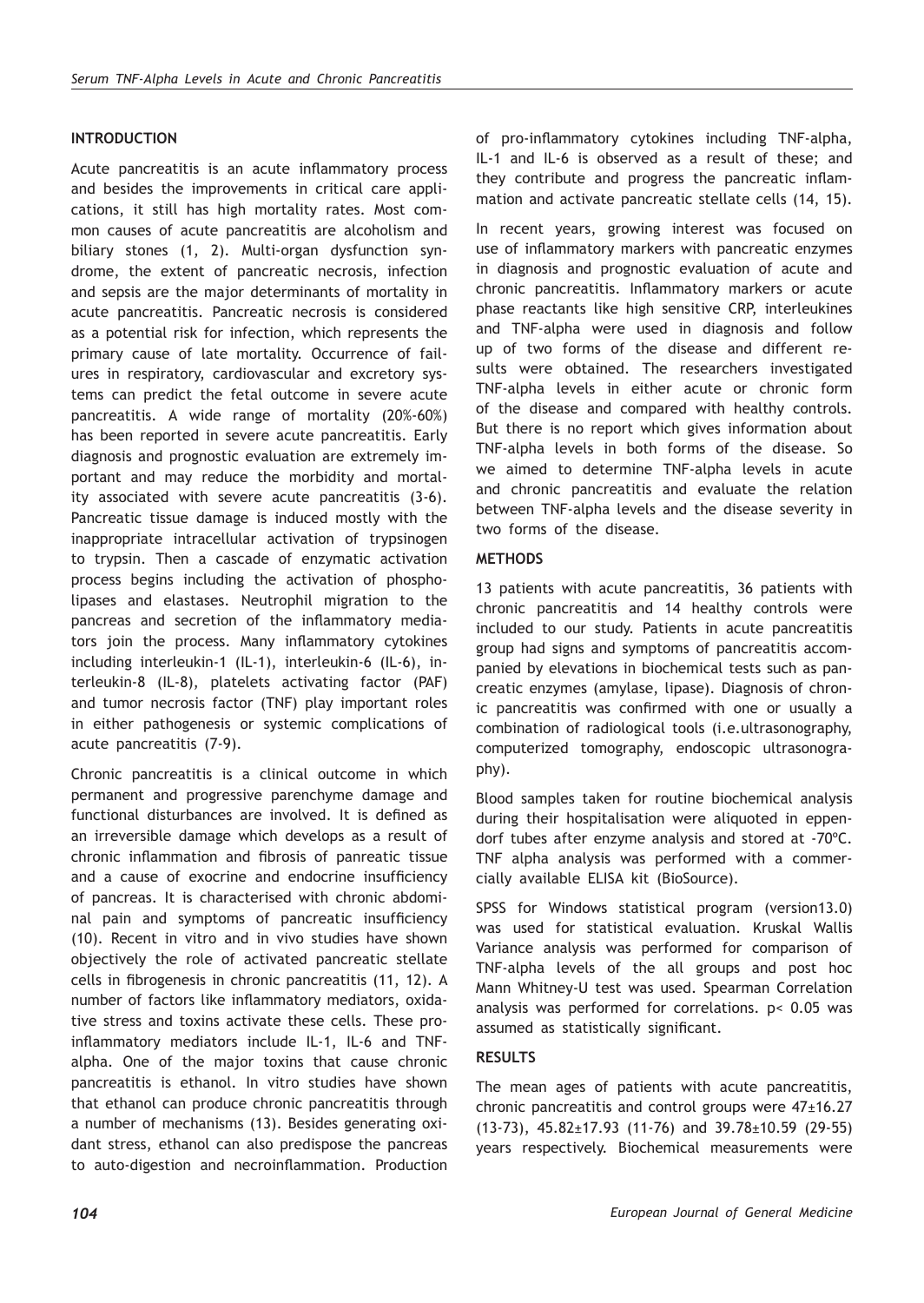## INTRODUCTION

Acute pancreatitis is an acute inflammatory process and besides the improvements in critical care applications, it still has high mortality rates. Most common causes of acute pancreatitis are alcoholism and biliary stones (1, 2). Multi-organ dysfunction syndrome, the extent of pancreatic necrosis, infection and sepsis are the major determinants of mortality in acute pancreatitis. Pancreatic necrosis is considered as a potential risk for infection, which represents the primary cause of late mortality. Occurrence of failures in respiratory, cardiovascular and excretory systems can predict the fetal outcome in severe acute pancreatitis. A wide range of mortality (20%-60%) has been reported in severe acute pancreatitis. Early diagnosis and prognostic evaluation are extremely important and may reduce the morbidity and mortality associated with severe acute pancreatitis (3-6). Pancreatic tissue damage is induced mostly with the inappropriate intracellular activation of trypsinogen to trypsin. Then a cascade of enzymatic activation process begins including the activation of phospholipases and elastases. Neutrophil migration to the pancreas and secretion of the inflammatory mediators join the process. Many inflammatory cytokines including interleukin-1 (IL-1), interleukin-6 (IL-6), interleukin-8 (IL-8), platelets activating factor (PAF) and tumor necrosis factor (TNF) play important roles in either pathogenesis or systemic complications of acute pancreatitis (7-9).

Chronic pancreatitis is a clinical outcome in which permanent and progressive parenchyme damage and functional disturbances are involved. It is defined as an irreversible damage which develops as a result of chronic inflammation and fibrosis of panreatic tissue and a cause of exocrine and endocrine insufficiency of pancreas. It is characterised with chronic abdominal pain and symptoms of pancreatic insufficiency (10). Recent in vitro and in vivo studies have shown objectively the role of activated pancreatic stellate cells in fibrogenesis in chronic pancreatitis (11, 12). A number of factors like inflammatory mediators, oxidative stress and toxins activate these cells. These pro-inflammatory mediators include IL-1, IL-6 and TNF-alpha. One of the major toxins that cause chronic pancreatitis is ethanol. In vitro studies have shown that ethanol can produce chronic pancreatitis through a number of mechanisms (13). Besides generating oxidant stress, ethanol can also predispose the pancreas to auto-digestion and necroinflammation. Production of pro-inflammatory cytokines including TNF-alpha, IL-1 and IL-6 is observed as a result of these; and they contribute and progress the pancreatic inflammation and activate pancreatic stellate cells (14, 15).

In recent years, growing interest was focused on use of inflammatory markers with pancreatic enzymes in diagnosis and prognostic evaluation of acute and chronic pancreatitis. Inflammatory markers or acute phase reactants like high sensitive CRP, interleukines and TNF-alpha were used in diagnosis and follow up of two forms of the disease and different results were obtained. The researchers investigated TNF-alpha levels in either acute or chronic form of the disease and compared with healthy controls. But there is no report which gives information about TNF-alpha levels in both forms of the disease. So we aimed to determine TNF-alpha levels in acute and chronic pancreatitis and evaluate the relation between TNF-alpha levels and the disease severity in two forms of the disease.

## METHODS

13 patients with acute pancreatitis, 36 patients with chronic pancreatitis and 14 healthy controls were included to our study. Patients in acute pancreatitis group had signs and symptoms of pancreatitis accompanied by elevations in biochemical tests such as pancreatic enzymes (amylase, lipase). Diagnosis of chronic pancreatitis was confirmed with one or usually a combination of radiological tools (i.e.ultrasonography, computerized tomography, endoscopic ultrasonography).

Blood samples taken for routine biochemical analysis during their hospitalisation were aliquoted in eppendorf tubes after enzyme analysis and stored at -70ºC. TNF alpha analysis was performed with a commercially available ELISA kit (BioSource).

SPSS for Windows statistical program (version13.0) was used for statistical evaluation. Kruskal Wallis Variance analysis was performed for comparison of TNF-alpha levels of the all groups and post hoc Mann Whitney-U test was used. Spearman Correlation analysis was performed for correlations. $p < 0.05$ was assumed as statistically significant.

## RESULTS

The mean ages of patients with acute pancreatitis, chronic pancreatitis and control groups were 47±16.27 (13-73), 45.82±17.93 (11-76) and 39.78±10.59 (29-55) years respectively. Biochemical measurements were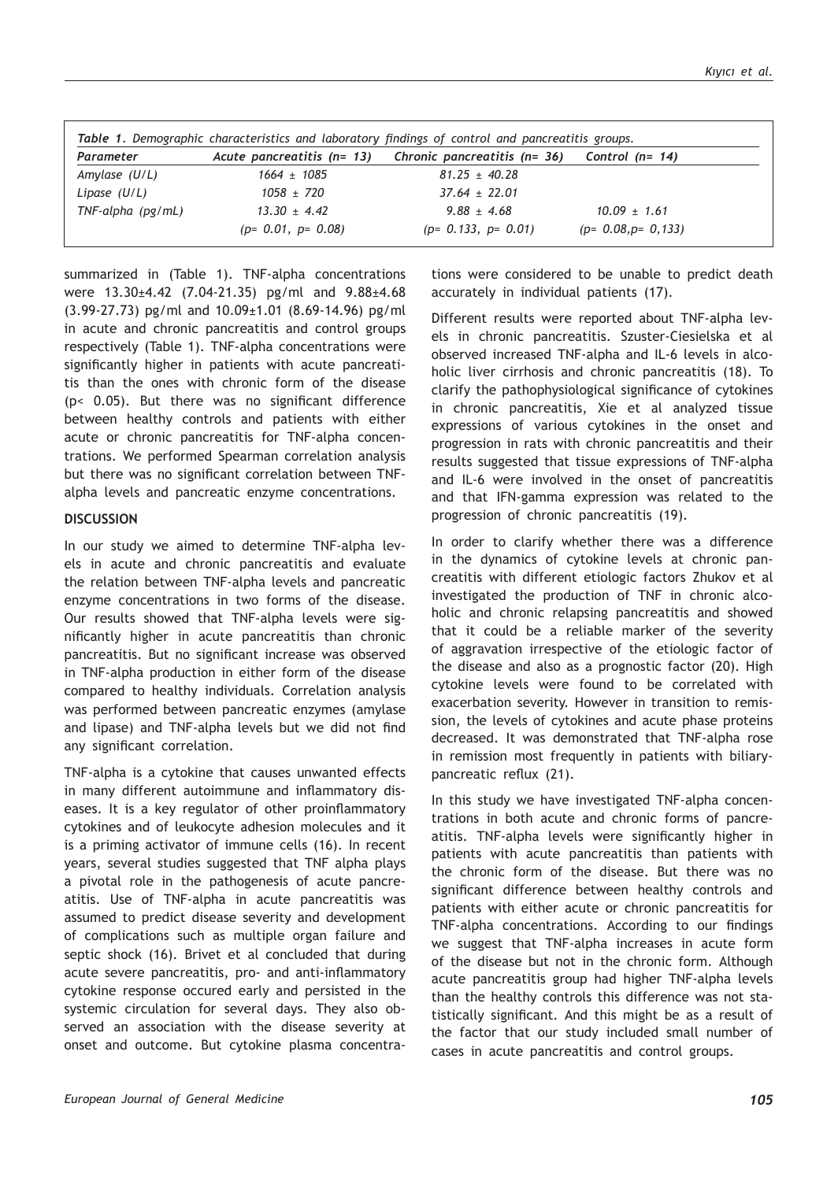*Table 1. Demographic characteristics and laboratory findings of control and pancreatitis groups.*

| Parameter | Acute pancreatitis (n= 13) | Chronic pancreatitis (n= 36) | Control (n= 14) |
|---|---|---|---|
| Amylase (U/L) | 1664 ± 1085 | 81.25 ± 40.28 | |
| Lipase (U/L) | 1058 ± 720 | 37.64 ± 22.01 | |
| TNF-alpha (pg/mL) | 13.30 ± 4.42 | 9.88 ± 4.68 | 10.09 ± 1.61 |
| | (p= 0.01, p= 0.08) | (p= 0.133, p= 0.01) | (p= 0.08,p= 0,133) |

summarized in (Table 1). TNF-alpha concentrations were 13.30±4.42 (7.04-21.35) pg/ml and 9.88±4.68 (3.99-27.73) pg/ml and 10.09±1.01 (8.69-14.96) pg/ml in acute and chronic pancreatitis and control groups respectively (Table 1). TNF-alpha concentrations were significantly higher in patients with acute pancreatitis than the ones with chronic form of the disease ($p < 0.05$). But there was no significant difference between healthy controls and patients with either acute or chronic pancreatitis for TNF-alpha concentrations. We performed Spearman correlation analysis but there was no significant correlation between TNF-alpha levels and pancreatic enzyme concentrations.

## DISCUSSION

In our study we aimed to determine TNF-alpha levels in acute and chronic pancreatitis and evaluate the relation between TNF-alpha levels and pancreatic enzyme concentrations in two forms of the disease. Our results showed that TNF-alpha levels were significantly higher in acute pancreatitis than chronic pancreatitis. But no significant increase was observed in TNF-alpha production in either form of the disease compared to healthy individuals. Correlation analysis was performed between pancreatic enzymes (amylase and lipase) and TNF-alpha levels but we did not find any significant correlation.

TNF-alpha is a cytokine that causes unwanted effects in many different autoimmune and inflammatory diseases. It is a key regulator of other proinflammatory cytokines and of leukocyte adhesion molecules and it is a priming activator of immune cells (16). In recent years, several studies suggested that TNF alpha plays a pivotal role in the pathogenesis of acute pancreatitis. Use of TNF-alpha in acute pancreatitis was assumed to predict disease severity and development of complications such as multiple organ failure and septic shock (16). Brivet et al concluded that during acute severe pancreatitis, pro- and anti-inflammatory cytokine response occured early and persisted in the systemic circulation for several days. They also observed an association with the disease severity at onset and outcome. But cytokine plasma concentrations were considered to be unable to predict death accurately in individual patients (17).

Different results were reported about TNF-alpha levels in chronic pancreatitis. Szuster-Ciesielska et al observed increased TNF-alpha and IL-6 levels in alcoholic liver cirrhosis and chronic pancreatitis (18). To clarify the pathophysiological significance of cytokines in chronic pancreatitis, Xie et al analyzed tissue expressions of various cytokines in the onset and progression in rats with chronic pancreatitis and their results suggested that tissue expressions of TNF-alpha and IL-6 were involved in the onset of pancreatitis and that IFN-gamma expression was related to the progression of chronic pancreatitis (19).

In order to clarify whether there was a difference in the dynamics of cytokine levels at chronic pancreatitis with different etiologic factors Zhukov et al investigated the production of TNF in chronic alcoholic and chronic relapsing pancreatitis and showed that it could be a reliable marker of the severity of aggravation irrespective of the etiologic factor of the disease and also as a prognostic factor (20). High cytokine levels were found to be correlated with exacerbation severity. However in transition to remission, the levels of cytokines and acute phase proteins decreased. It was demonstrated that TNF-alpha rose in remission most frequently in patients with biliary-pancreatic reflux (21).

In this study we have investigated TNF-alpha concentrations in both acute and chronic forms of pancreatitis. TNF-alpha levels were significantly higher in patients with acute pancreatitis than patients with the chronic form of the disease. But there was no significant difference between healthy controls and patients with either acute or chronic pancreatitis for TNF-alpha concentrations. According to our findings we suggest that TNF-alpha increases in acute form of the disease but not in the chronic form. Although acute pancreatitis group had higher TNF-alpha levels than the healthy controls this difference was not statistically significant. And this might be as a result of the factor that our study included small number of cases in acute pancreatitis and control groups.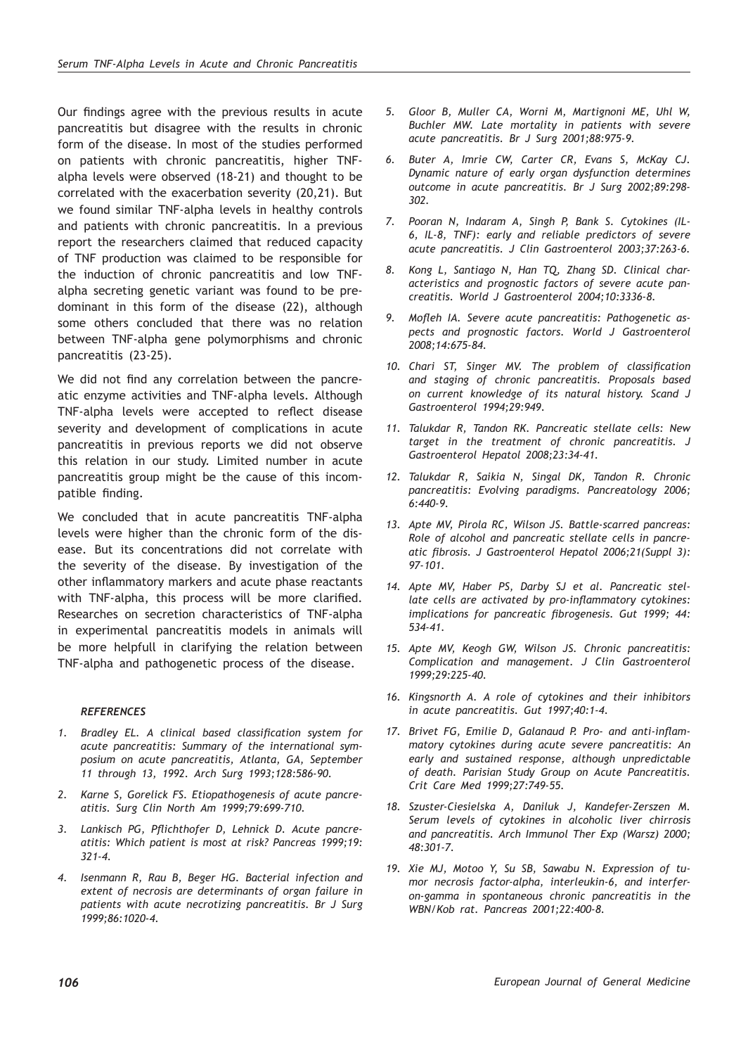Our findings agree with the previous results in acute pancreatitis but disagree with the results in chronic form of the disease. In most of the studies performed on patients with chronic pancreatitis, higher TNF-alpha levels were observed (18-21) and thought to be correlated with the exacerbation severity (20,21). But we found similar TNF-alpha levels in healthy controls and patients with chronic pancreatitis. In a previous report the researchers claimed that reduced capacity of TNF production was claimed to be responsible for the induction of chronic pancreatitis and low TNF-alpha secreting genetic variant was found to be predominant in this form of the disease (22), although some others concluded that there was no relation between TNF-alpha gene polymorphisms and chronic pancreatitis (23-25).

We did not find any correlation between the pancreatic enzyme activities and TNF-alpha levels. Although TNF-alpha levels were accepted to reflect disease severity and development of complications in acute pancreatitis in previous reports we did not observe this relation in our study. Limited number in acute pancreatitis group might be the cause of this incompatible finding.

We concluded that in acute pancreatitis TNF-alpha levels were higher than the chronic form of the disease. But its concentrations did not correlate with the severity of the disease. By investigation of the other inflammatory markers and acute phase reactants with TNF-alpha, this process will be more clarified. Researches on secretion characteristics of TNF-alpha in experimental pancreatitis models in animals will be more helpfull in clarifying the relation between TNF-alpha and pathogenetic process of the disease.

### *REFERENCES*

1. *Bradley EL. A clinical based classification system for acute pancreatitis: Summary of the international symposium on acute pancreatitis, Atlanta, GA, September 11 through 13, 1992. Arch Surg 1993;128:586-90.*
2. *Karne S, Gorelick FS. Etiopathogenesis of acute pancreatitis. Surg Clin North Am 1999;79:699-710.*
3. *Lankisch PG, Pflichthofer D, Lehnick D. Acute pancreatitis: Which patient is most at risk? Pancreas 1999;19: 321-4.*
4. *Isenmann R, Rau B, Beger HG. Bacterial infection and extent of necrosis are determinants of organ failure in patients with acute necrotizing pancreatitis. Br J Surg 1999;86:1020-4.*
5. *Gloor B, Muller CA, Worni M, Martignoni ME, Uhl W, Buchler MW. Late mortality in patients with severe acute pancreatitis. Br J Surg 2001;88:975-9.*
6. *Buter A, Imrie CW, Carter CR, Evans S, McKay CJ. Dynamic nature of early organ dysfunction determines outcome in acute pancreatitis. Br J Surg 2002;89:298-302.*
7. *Pooran N, Indaram A, Singh P, Bank S. Cytokines (IL-6, IL-8, TNF): early and reliable predictors of severe acute pancreatitis. J Clin Gastroenterol 2003;37:263-6.*
8. *Kong L, Santiago N, Han TQ, Zhang SD. Clinical characteristics and prognostic factors of severe acute pancreatitis. World J Gastroenterol 2004;10:3336-8.*
9. *Mofleh IA. Severe acute pancreatitis: Pathogenetic aspects and prognostic factors. World J Gastroenterol 2008;14:675-84.*
10. *Chari ST, Singer MV. The problem of classification and staging of chronic pancreatitis. Proposals based on current knowledge of its natural history. Scand J Gastroenterol 1994;29:949.*
11. *Talukdar R, Tandon RK. Pancreatic stellate cells: New target in the treatment of chronic pancreatitis. J Gastroenterol Hepatol 2008;23:34-41.*
12. *Talukdar R, Saikia N, Singal DK, Tandon R. Chronic pancreatitis: Evolving paradigms. Pancreatology 2006; 6:440-9.*
13. *Apte MV, Pirola RC, Wilson JS. Battle-scarred pancreas: Role of alcohol and pancreatic stellate cells in pancreatic fibrosis. J Gastroenterol Hepatol 2006;21(Suppl 3): 97-101.*
14. *Apte MV, Haber PS, Darby SJ et al. Pancreatic stellate cells are activated by pro-inflammatory cytokines: implications for pancreatic fibrogenesis. Gut 1999; 44: 534-41.*
15. *Apte MV, Keogh GW, Wilson JS. Chronic pancreatitis: Complication and management. J Clin Gastroenterol 1999;29:225-40.*
16. *Kingsnorth A. A role of cytokines and their inhibitors in acute pancreatitis. Gut 1997;40:1-4.*
17. *Brivet FG, Emilie D, Galanaud P. Pro- and anti-inflammatory cytokines during acute severe pancreatitis: An early and sustained response, although unpredictable of death. Parisian Study Group on Acute Pancreatitis. Crit Care Med 1999;27:749-55.*
18. *Szuster-Ciesielska A, Daniluk J, Kandefer-Zerszen M. Serum levels of cytokines in alcoholic liver chirrosis and pancreatitis. Arch Immunol Ther Exp (Warsz) 2000; 48:301-7.*
19. *Xie MJ, Motoo Y, Su SB, Sawabu N. Expression of tumor necrosis factor-alpha, interleukin-6, and interferon-gamma in spontaneous chronic pancreatitis in the WBN/Kob rat. Pancreas 2001;22:400-8.*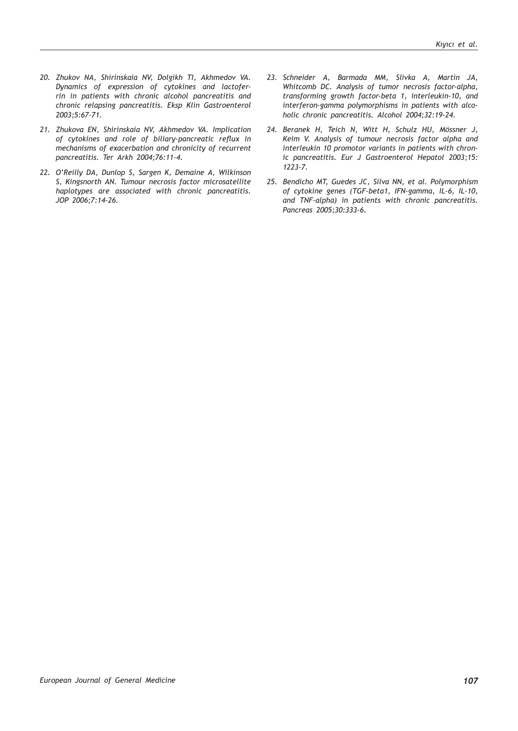20. *Zhukov NA, Shirinskaia NV, Dolgikh TI, Akhmedov VA. Dynamics of expression of cytokines and lactoferrin in patients with chronic alcohol pancreatitis and chronic relapsing pancreatitis. Eksp Klin Gastroenterol 2003;5:67-71.*

21. *Zhukova EN, Shirinskaia NV, Akhmedov VA. Implication of cytokines and role of biliary-pancreatic reflux in mechanisms of exacerbation and chronicity of recurrent pancreatitis. Ter Arkh 2004;76:11-4.*

22. *O'Reilly DA, Dunlop S, Sargen K, Demaine A, Wilkinson S, Kingsnorth AN. Tumour necrosis factor microsatellite haplotypes are associated with chronic pancreatitis. JOP 2006;7:14-26.*

23. *Schneider A, Barmada MM, Slivka A, Martin JA, Whitcomb DC. Analysis of tumor necrosis factor-alpha, transforming growth factor-beta 1, interleukin-10, and interferon-gamma polymorphisms in patients with alcoholic chronic pancreatitis. Alcohol 2004;32:19-24.*

24. *Beranek H, Teich N, Witt H, Schulz HU, Mössner J, Keim V. Analysis of tumour necrosis factor alpha and interleukin 10 promotor variants in patients with chronic pancreatitis. Eur J Gastroenterol Hepatol 2003;15:1223-7.*

25. *Bendicho MT, Guedes JC, Silva NN, et al. Polymorphism of cytokine genes (TGF-beta1, IFN-gamma, IL-6, IL-10, and TNF-alpha) in patients with chronic pancreatitis. Pancreas 2005;30:333-6.*